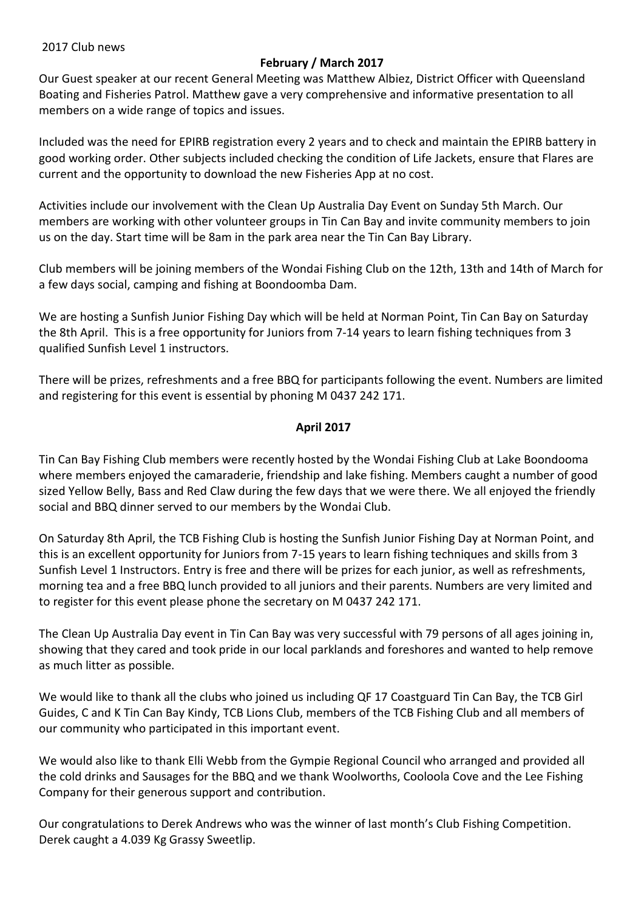2017 Club news

**February / March 2017**

Our Guest speaker at our recent General Meeting was Matthew Albiez, District Officer with Queensland Boating and Fisheries Patrol. Matthew gave a very comprehensive and informative presentation to all members on a wide range of topics and issues.

Included was the need for EPIRB registration every 2 years and to check and maintain the EPIRB battery in good working order. Other subjects included checking the condition of Life Jackets, ensure that Flares are current and the opportunity to download the new Fisheries App at no cost.

Activities include our involvement with the Clean Up Australia Day Event on Sunday 5th March. Our members are working with other volunteer groups in Tin Can Bay and invite community members to join us on the day. Start time will be 8am in the park area near the Tin Can Bay Library.

Club members will be joining members of the Wondai Fishing Club on the 12th, 13th and 14th of March for a few days social, camping and fishing at Boondoomba Dam.

We are hosting a Sunfish Junior Fishing Day which will be held at Norman Point, Tin Can Bay on Saturday the 8th April. This is a free opportunity for Juniors from 7-14 years to learn fishing techniques from 3 qualified Sunfish Level 1 instructors.

There will be prizes, refreshments and a free BBQ for participants following the event. Numbers are limited and registering for this event is essential by phoning M 0437 242 171.

**April 2017**

Tin Can Bay Fishing Club members were recently hosted by the Wondai Fishing Club at Lake Boondooma where members enjoyed the camaraderie, friendship and lake fishing. Members caught a number of good sized Yellow Belly, Bass and Red Claw during the few days that we were there. We all enjoyed the friendly social and BBQ dinner served to our members by the Wondai Club.

On Saturday 8th April, the TCB Fishing Club is hosting the Sunfish Junior Fishing Day at Norman Point, and this is an excellent opportunity for Juniors from 7-15 years to learn fishing techniques and skills from 3 Sunfish Level 1 Instructors. Entry is free and there will be prizes for each junior, as well as refreshments, morning tea and a free BBQ lunch provided to all juniors and their parents. Numbers are very limited and to register for this event please phone the secretary on M 0437 242 171.

The Clean Up Australia Day event in Tin Can Bay was very successful with 79 persons of all ages joining in, showing that they cared and took pride in our local parklands and foreshores and wanted to help remove as much litter as possible.

We would like to thank all the clubs who joined us including QF 17 Coastguard Tin Can Bay, the TCB Girl Guides, C and K Tin Can Bay Kindy, TCB Lions Club, members of the TCB Fishing Club and all members of our community who participated in this important event.

We would also like to thank Elli Webb from the Gympie Regional Council who arranged and provided all the cold drinks and Sausages for the BBQ and we thank Woolworths, Cooloola Cove and the Lee Fishing Company for their generous support and contribution.

Our congratulations to Derek Andrews who was the winner of last month's Club Fishing Competition. Derek caught a 4.039 Kg Grassy Sweetlip.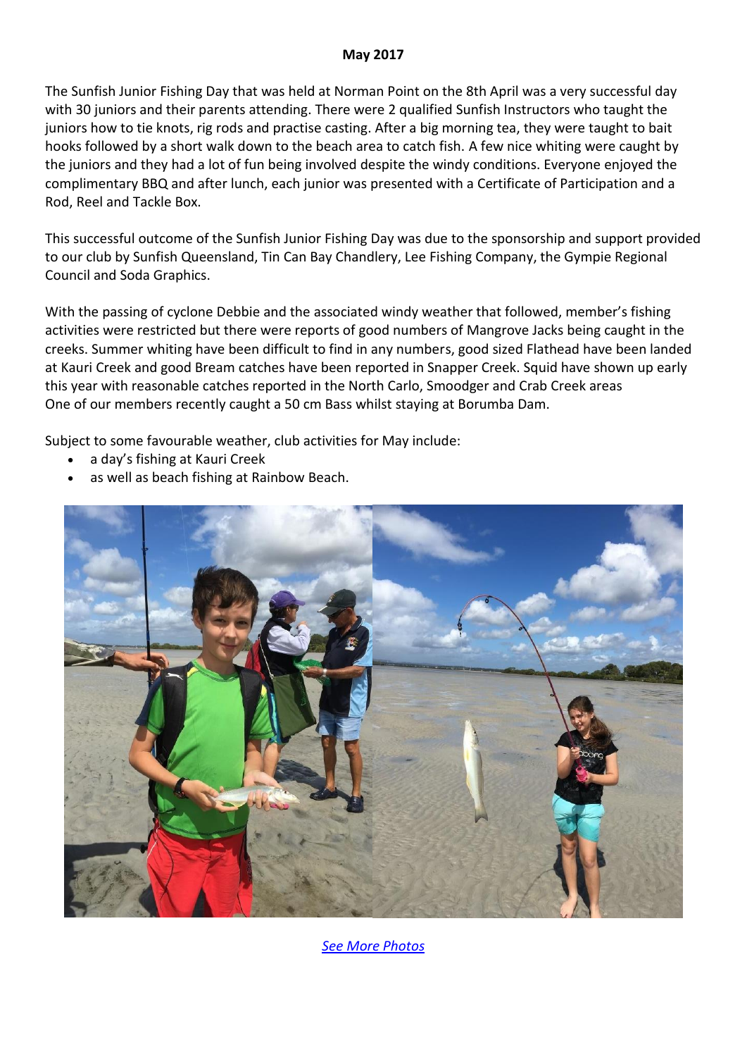**May 2017**

The Sunfish Junior Fishing Day that was held at Norman Point on the 8th April was a very successful day with 30 juniors and their parents attending. There were 2 qualified Sunfish Instructors who taught the juniors how to tie knots, rig rods and practise casting. After a big morning tea, they were taught to bait hooks followed by a short walk down to the beach area to catch fish. A few nice whiting were caught by the juniors and they had a lot of fun being involved despite the windy conditions. Everyone enjoyed the complimentary BBQ and after lunch, each junior was presented with a Certificate of Participation and a Rod, Reel and Tackle Box.

This successful outcome of the Sunfish Junior Fishing Day was due to the sponsorship and support provided to our club by Sunfish Queensland, Tin Can Bay Chandlery, Lee Fishing Company, the Gympie Regional Council and Soda Graphics.

With the passing of cyclone Debbie and the associated windy weather that followed, member's fishing activities were restricted but there were reports of good numbers of Mangrove Jacks being caught in the creeks. Summer whiting have been difficult to find in any numbers, good sized Flathead have been landed at Kauri Creek and good Bream catches have been reported in Snapper Creek. Squid have shown up early this year with reasonable catches reported in the North Carlo, Smoodger and Crab Creek areas
One of our members recently caught a 50 cm Bass whilst staying at Borumba Dam.

Subject to some favourable weather, club activities for May include:

- a day's fishing at Kauri Creek
- as well as beach fishing at Rainbow Beach.

*See More Photos*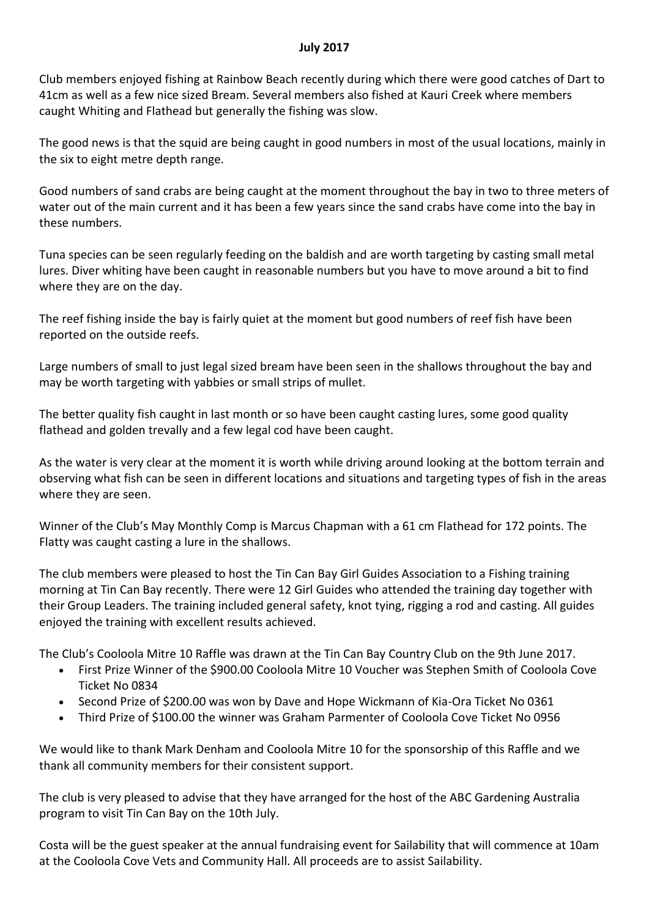**July 2017**

Club members enjoyed fishing at Rainbow Beach recently during which there were good catches of Dart to 41cm as well as a few nice sized Bream. Several members also fished at Kauri Creek where members caught Whiting and Flathead but generally the fishing was slow.

The good news is that the squid are being caught in good numbers in most of the usual locations, mainly in the six to eight metre depth range.

Good numbers of sand crabs are being caught at the moment throughout the bay in two to three meters of water out of the main current and it has been a few years since the sand crabs have come into the bay in these numbers.

Tuna species can be seen regularly feeding on the baldish and are worth targeting by casting small metal lures. Diver whiting have been caught in reasonable numbers but you have to move around a bit to find where they are on the day.

The reef fishing inside the bay is fairly quiet at the moment but good numbers of reef fish have been reported on the outside reefs.

Large numbers of small to just legal sized bream have been seen in the shallows throughout the bay and may be worth targeting with yabbies or small strips of mullet.

The better quality fish caught in last month or so have been caught casting lures, some good quality flathead and golden trevally and a few legal cod have been caught.

As the water is very clear at the moment it is worth while driving around looking at the bottom terrain and observing what fish can be seen in different locations and situations and targeting types of fish in the areas where they are seen.

Winner of the Club's May Monthly Comp is Marcus Chapman with a 61 cm Flathead for 172 points. The Flatty was caught casting a lure in the shallows.

The club members were pleased to host the Tin Can Bay Girl Guides Association to a Fishing training morning at Tin Can Bay recently. There were 12 Girl Guides who attended the training day together with their Group Leaders. The training included general safety, knot tying, rigging a rod and casting. All guides enjoyed the training with excellent results achieved.

The Club's Cooloola Mitre 10 Raffle was drawn at the Tin Can Bay Country Club on the 9th June 2017.

- First Prize Winner of the $900.00 Cooloola Mitre 10 Voucher was Stephen Smith of Cooloola Cove Ticket No 0834
- Second Prize of $200.00 was won by Dave and Hope Wickmann of Kia-Ora Ticket No 0361
- Third Prize of $100.00 the winner was Graham Parmenter of Cooloola Cove Ticket No 0956

We would like to thank Mark Denham and Cooloola Mitre 10 for the sponsorship of this Raffle and we thank all community members for their consistent support.

The club is very pleased to advise that they have arranged for the host of the ABC Gardening Australia program to visit Tin Can Bay on the 10th July.

Costa will be the guest speaker at the annual fundraising event for Sailability that will commence at 10am at the Cooloola Cove Vets and Community Hall. All proceeds are to assist Sailability.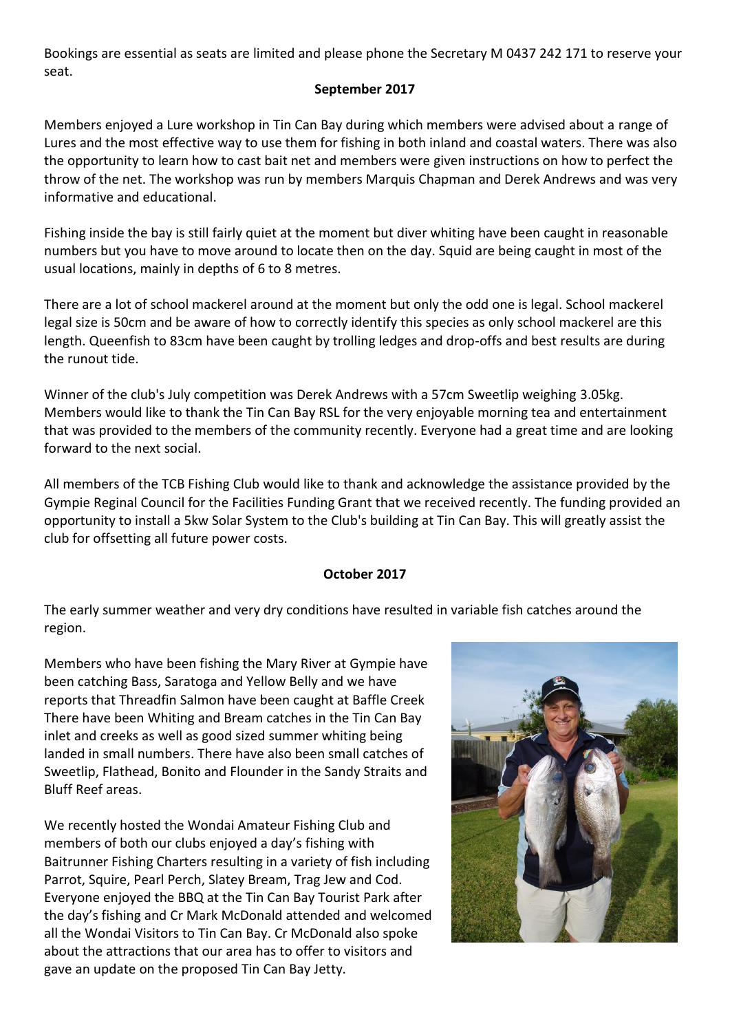Bookings are essential as seats are limited and please phone the Secretary M 0437 242 171 to reserve your seat.

**September 2017**

Members enjoyed a Lure workshop in Tin Can Bay during which members were advised about a range of Lures and the most effective way to use them for fishing in both inland and coastal waters. There was also the opportunity to learn how to cast bait net and members were given instructions on how to perfect the throw of the net. The workshop was run by members Marquis Chapman and Derek Andrews and was very informative and educational.

Fishing inside the bay is still fairly quiet at the moment but diver whiting have been caught in reasonable numbers but you have to move around to locate then on the day. Squid are being caught in most of the usual locations, mainly in depths of 6 to 8 metres.

There are a lot of school mackerel around at the moment but only the odd one is legal. School mackerel legal size is 50cm and be aware of how to correctly identify this species as only school mackerel are this length. Queenfish to 83cm have been caught by trolling ledges and drop-offs and best results are during the runout tide.

Winner of the club's July competition was Derek Andrews with a 57cm Sweetlip weighing 3.05kg. Members would like to thank the Tin Can Bay RSL for the very enjoyable morning tea and entertainment that was provided to the members of the community recently. Everyone had a great time and are looking forward to the next social.

All members of the TCB Fishing Club would like to thank and acknowledge the assistance provided by the Gympie Reginal Council for the Facilities Funding Grant that we received recently. The funding provided an opportunity to install a 5kw Solar System to the Club's building at Tin Can Bay. This will greatly assist the club for offsetting all future power costs.

**October 2017**

The early summer weather and very dry conditions have resulted in variable fish catches around the region.

Members who have been fishing the Mary River at Gympie have been catching Bass, Saratoga and Yellow Belly and we have reports that Threadfin Salmon have been caught at Baffle Creek There have been Whiting and Bream catches in the Tin Can Bay inlet and creeks as well as good sized summer whiting being landed in small numbers. There have also been small catches of Sweetlip, Flathead, Bonito and Flounder in the Sandy Straits and Bluff Reef areas.

We recently hosted the Wondai Amateur Fishing Club and members of both our clubs enjoyed a day's fishing with Baitrunner Fishing Charters resulting in a variety of fish including Parrot, Squire, Pearl Perch, Slatey Bream, Trag Jew and Cod. Everyone enjoyed the BBQ at the Tin Can Bay Tourist Park after the day's fishing and Cr Mark McDonald attended and welcomed all the Wondai Visitors to Tin Can Bay. Cr McDonald also spoke about the attractions that our area has to offer to visitors and gave an update on the proposed Tin Can Bay Jetty.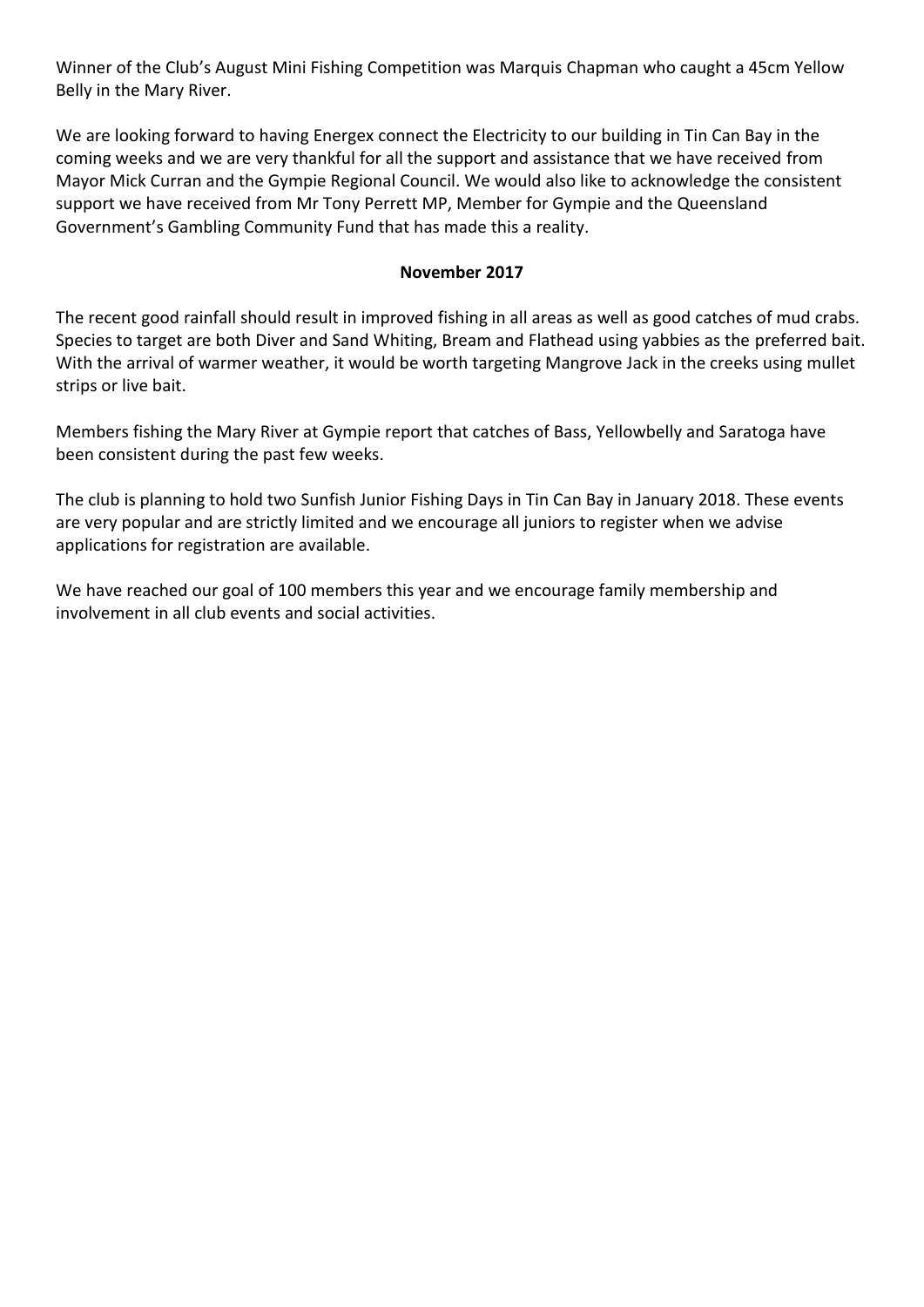Winner of the Club's August Mini Fishing Competition was Marquis Chapman who caught a 45cm Yellow Belly in the Mary River.

We are looking forward to having Energex connect the Electricity to our building in Tin Can Bay in the coming weeks and we are very thankful for all the support and assistance that we have received from Mayor Mick Curran and the Gympie Regional Council. We would also like to acknowledge the consistent support we have received from Mr Tony Perrett MP, Member for Gympie and the Queensland Government's Gambling Community Fund that has made this a reality.

**November 2017**

The recent good rainfall should result in improved fishing in all areas as well as good catches of mud crabs. Species to target are both Diver and Sand Whiting, Bream and Flathead using yabbies as the preferred bait. With the arrival of warmer weather, it would be worth targeting Mangrove Jack in the creeks using mullet strips or live bait.

Members fishing the Mary River at Gympie report that catches of Bass, Yellowbelly and Saratoga have been consistent during the past few weeks.

The club is planning to hold two Sunfish Junior Fishing Days in Tin Can Bay in January 2018. These events are very popular and are strictly limited and we encourage all juniors to register when we advise applications for registration are available.

We have reached our goal of 100 members this year and we encourage family membership and involvement in all club events and social activities.